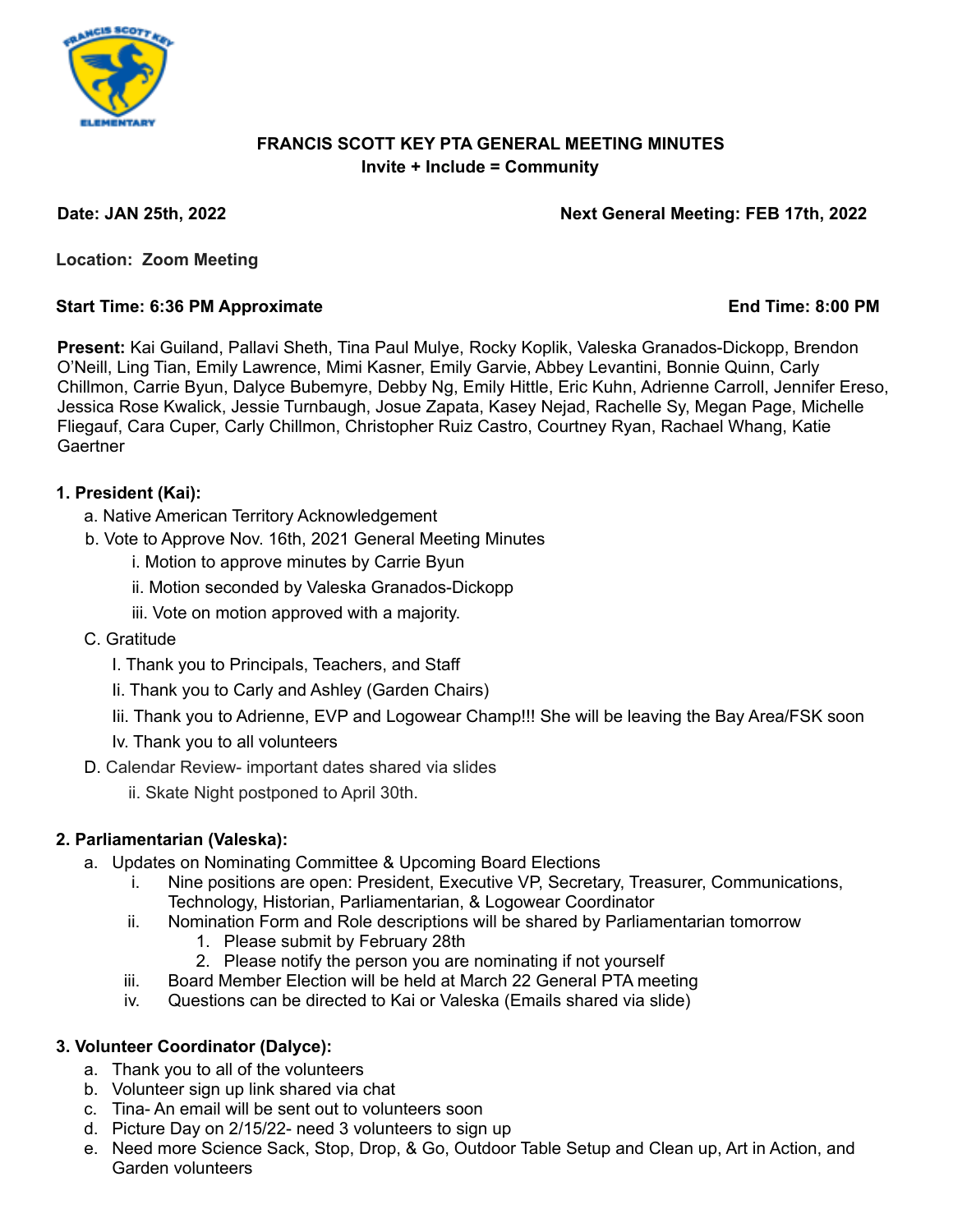# FRANCIS SCOTT KEY PTA GENERAL MEETING MINUTES

**Invite + Include = Community**

**Date: JAN 25th, 2022** **Next General Meeting: FEB 17th, 2022**

**Location: Zoom Meeting**

**Start Time: 6:36 PM Approximate** **End Time: 8:00 PM**

**Present:** Kai Guiland, Pallavi Sheth, Tina Paul Mulye, Rocky Koplik, Valeska Granados-Dickopp, Brendon O'Neill, Ling Tian, Emily Lawrence, Mimi Kasner, Emily Garvie, Abbey Levantini, Bonnie Quinn, Carly Chillmon, Carrie Byun, Dalyce Bubemyre, Debby Ng, Emily Hittle, Eric Kuhn, Adrienne Carroll, Jennifer Ereso, Jessica Rose Kwalick, Jessie Turnbaugh, Josue Zapata, Kasey Nejad, Rachelle Sy, Megan Page, Michelle Fliegauf, Cara Cuper, Carly Chillmon, Christopher Ruiz Castro, Courtney Ryan, Rachael Whang, Katie Gaertner

## 1. President (Kai):

a. Native American Territory Acknowledgement

b. Vote to Approve Nov. 16th, 2021 General Meeting Minutes

- i. Motion to approve minutes by Carrie Byun
- ii. Motion seconded by Valeska Granados-Dickopp
- iii. Vote on motion approved with a majority.

C. Gratitude

- I. Thank you to Principals, Teachers, and Staff
- Ii. Thank you to Carly and Ashley (Garden Chairs)
- Iii. Thank you to Adrienne, EVP and Logowear Champ!!! She will be leaving the Bay Area/FSK soon
- Iv. Thank you to all volunteers

D. Calendar Review- important dates shared via slides

- ii. Skate Night postponed to April 30th.

## 2. Parliamentarian (Valeska):

a. Updates on Nominating Committee & Upcoming Board Elections

- i. Nine positions are open: President, Executive VP, Secretary, Treasurer, Communications, Technology, Historian, Parliamentarian, & Logowear Coordinator
- ii. Nomination Form and Role descriptions will be shared by Parliamentarian tomorrow
  1. Please submit by February 28th
  2. Please notify the person you are nominating if not yourself
- iii. Board Member Election will be held at March 22 General PTA meeting
- iv. Questions can be directed to Kai or Valeska (Emails shared via slide)

## 3. Volunteer Coordinator (Dalyce):

a. Thank you to all of the volunteers

b. Volunteer sign up link shared via chat

c. Tina- An email will be sent out to volunteers soon

d. Picture Day on 2/15/22- need 3 volunteers to sign up

e. Need more Science Sack, Stop, Drop, & Go, Outdoor Table Setup and Clean up, Art in Action, and Garden volunteers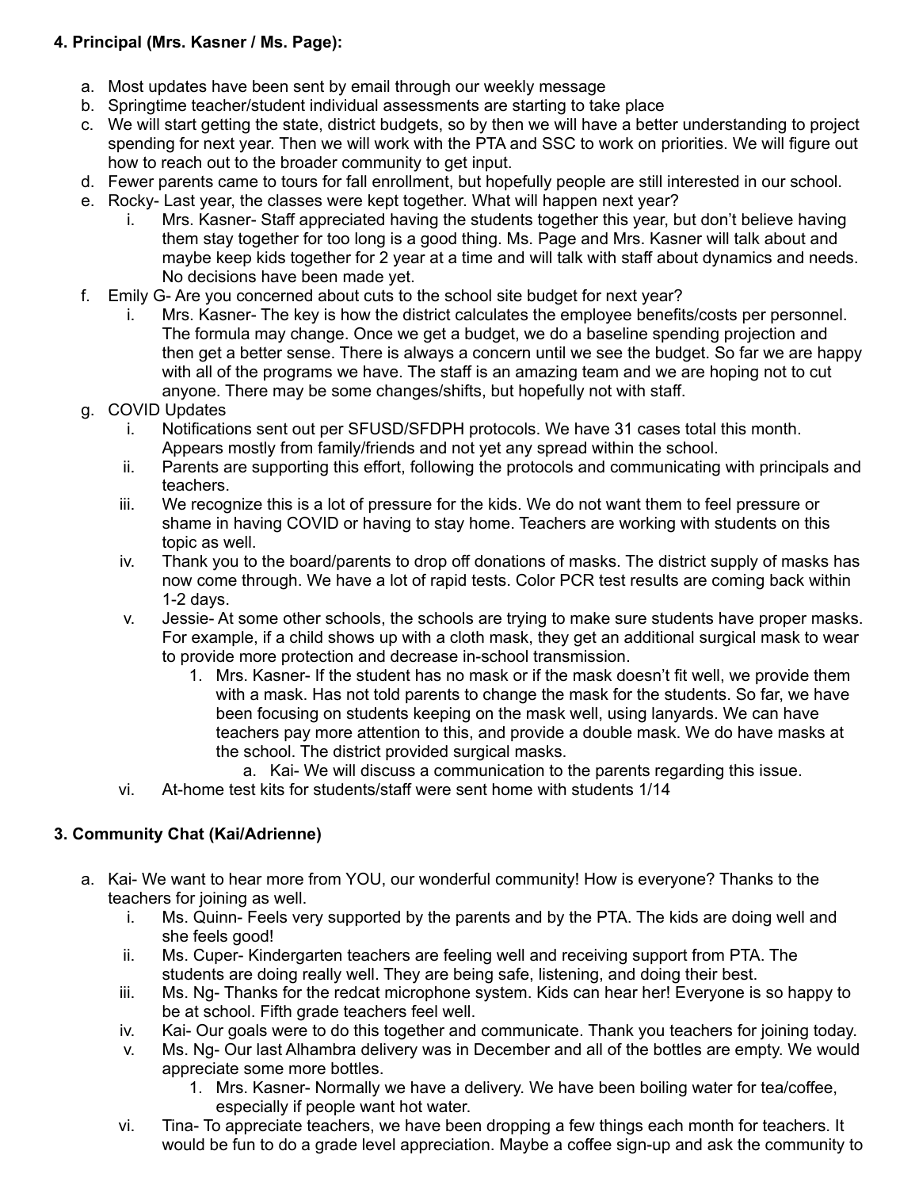**4. Principal (Mrs. Kasner / Ms. Page):**

a. Most updates have been sent by email through our weekly message
b. Springtime teacher/student individual assessments are starting to take place
c. We will start getting the state, district budgets, so by then we will have a better understanding to project spending for next year. Then we will work with the PTA and SSC to work on priorities. We will figure out how to reach out to the broader community to get input.
d. Fewer parents came to tours for fall enrollment, but hopefully people are still interested in our school.
e. Rocky- Last year, the classes were kept together. What will happen next year?
    i. Mrs. Kasner- Staff appreciated having the students together this year, but don't believe having them stay together for too long is a good thing. Ms. Page and Mrs. Kasner will talk about and maybe keep kids together for 2 year at a time and will talk with staff about dynamics and needs. No decisions have been made yet.
f. Emily G- Are you concerned about cuts to the school site budget for next year?
    i. Mrs. Kasner- The key is how the district calculates the employee benefits/costs per personnel. The formula may change. Once we get a budget, we do a baseline spending projection and then get a better sense. There is always a concern until we see the budget. So far we are happy with all of the programs we have. The staff is an amazing team and we are hoping not to cut anyone. There may be some changes/shifts, but hopefully not with staff.
g. COVID Updates
    i. Notifications sent out per SFUSD/SFDPH protocols. We have 31 cases total this month. Appears mostly from family/friends and not yet any spread within the school.
    ii. Parents are supporting this effort, following the protocols and communicating with principals and teachers.
    iii. We recognize this is a lot of pressure for the kids. We do not want them to feel pressure or shame in having COVID or having to stay home. Teachers are working with students on this topic as well.
    iv. Thank you to the board/parents to drop off donations of masks. The district supply of masks has now come through. We have a lot of rapid tests. Color PCR test results are coming back within 1-2 days.
    v. Jessie- At some other schools, the schools are trying to make sure students have proper masks. For example, if a child shows up with a cloth mask, they get an additional surgical mask to wear to provide more protection and decrease in-school transmission.
        1. Mrs. Kasner- If the student has no mask or if the mask doesn't fit well, we provide them with a mask. Has not told parents to change the mask for the students. So far, we have been focusing on students keeping on the mask well, using lanyards. We can have teachers pay more attention to this, and provide a double mask. We do have masks at the school. The district provided surgical masks.
            a. Kai- We will discuss a communication to the parents regarding this issue.
    vi. At-home test kits for students/staff were sent home with students 1/14

**3. Community Chat (Kai/Adrienne)**

a. Kai- We want to hear more from YOU, our wonderful community! How is everyone? Thanks to the teachers for joining as well.
    i. Ms. Quinn- Feels very supported by the parents and by the PTA. The kids are doing well and she feels good!
    ii. Ms. Cuper- Kindergarten teachers are feeling well and receiving support from PTA. The students are doing really well. They are being safe, listening, and doing their best.
    iii. Ms. Ng- Thanks for the redcat microphone system. Kids can hear her! Everyone is so happy to be at school. Fifth grade teachers feel well.
    iv. Kai- Our goals were to do this together and communicate. Thank you teachers for joining today.
    v. Ms. Ng- Our last Alhambra delivery was in December and all of the bottles are empty. We would appreciate some more bottles.
        1. Mrs. Kasner- Normally we have a delivery. We have been boiling water for tea/coffee, especially if people want hot water.
    vi. Tina- To appreciate teachers, we have been dropping a few things each month for teachers. It would be fun to do a grade level appreciation. Maybe a coffee sign-up and ask the community to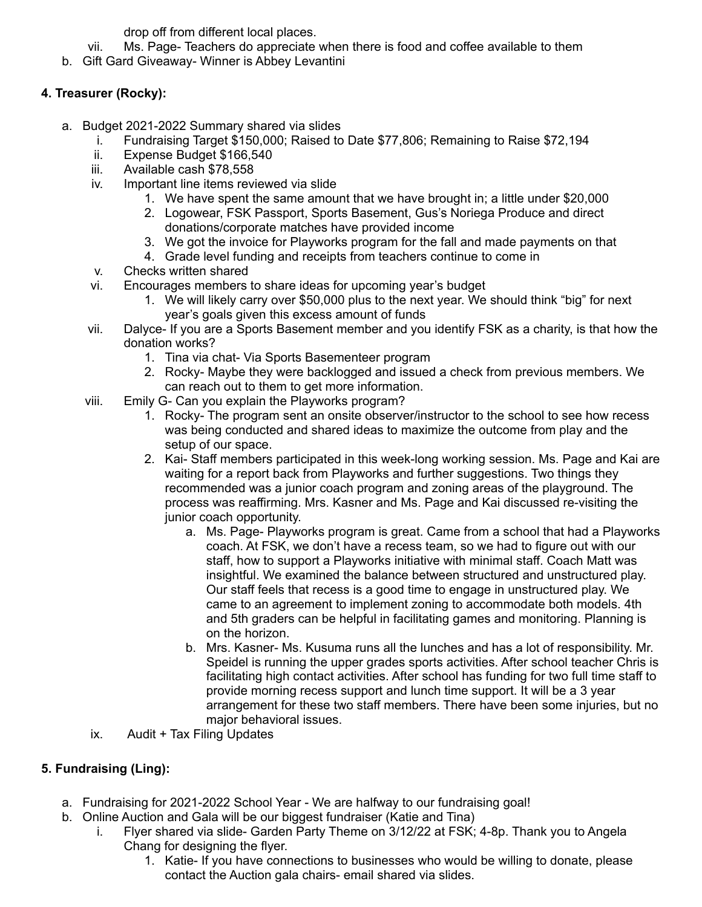drop off from different local places.

vii. Ms. Page- Teachers do appreciate when there is food and coffee available to them

b. Gift Gard Giveaway- Winner is Abbey Levantini

**4. Treasurer (Rocky):**

a. Budget 2021-2022 Summary shared via slides
   - i. Fundraising Target $150,000; Raised to Date $77,806; Remaining to Raise $72,194
   - ii. Expense Budget $166,540
   - iii. Available cash $78,558
   - iv. Important line items reviewed via slide
     1. We have spent the same amount that we have brought in; a little under $20,000
     2. Logowear, FSK Passport, Sports Basement, Gus's Noriega Produce and direct donations/corporate matches have provided income
     3. We got the invoice for Playworks program for the fall and made payments on that
     4. Grade level funding and receipts from teachers continue to come in
   - v. Checks written shared
   - vi. Encourages members to share ideas for upcoming year's budget
     1. We will likely carry over $50,000 plus to the next year. We should think "big" for next year's goals given this excess amount of funds
   - vii. Dalyce- If you are a Sports Basement member and you identify FSK as a charity, is that how the donation works?
     1. Tina via chat- Via Sports Basementeer program
     2. Rocky- Maybe they were backlogged and issued a check from previous members. We can reach out to them to get more information.
   - viii. Emily G- Can you explain the Playworks program?
     1. Rocky- The program sent an onsite observer/instructor to the school to see how recess was being conducted and shared ideas to maximize the outcome from play and the setup of our space.
     2. Kai- Staff members participated in this week-long working session. Ms. Page and Kai are waiting for a report back from Playworks and further suggestions. Two things they recommended was a junior coach program and zoning areas of the playground. The process was reaffirming. Mrs. Kasner and Ms. Page and Kai discussed re-visiting the junior coach opportunity.
        - a. Ms. Page- Playworks program is great. Came from a school that had a Playworks coach. At FSK, we don't have a recess team, so we had to figure out with our staff, how to support a Playworks initiative with minimal staff. Coach Matt was insightful. We examined the balance between structured and unstructured play. Our staff feels that recess is a good time to engage in unstructured play. We came to an agreement to implement zoning to accommodate both models. 4th and 5th graders can be helpful in facilitating games and monitoring. Planning is on the horizon.
        - b. Mrs. Kasner- Ms. Kusuma runs all the lunches and has a lot of responsibility. Mr. Speidel is running the upper grades sports activities. After school teacher Chris is facilitating high contact activities. After school has funding for two full time staff to provide morning recess support and lunch time support. It will be a 3 year arrangement for these two staff members. There have been some injuries, but no major behavioral issues.
   - ix. Audit + Tax Filing Updates

**5. Fundraising (Ling):**

a. Fundraising for 2021-2022 School Year - We are halfway to our fundraising goal!

b. Online Auction and Gala will be our biggest fundraiser (Katie and Tina)
   - i. Flyer shared via slide- Garden Party Theme on 3/12/22 at FSK; 4-8p. Thank you to Angela Chang for designing the flyer.
     1. Katie- If you have connections to businesses who would be willing to donate, please contact the Auction gala chairs- email shared via slides.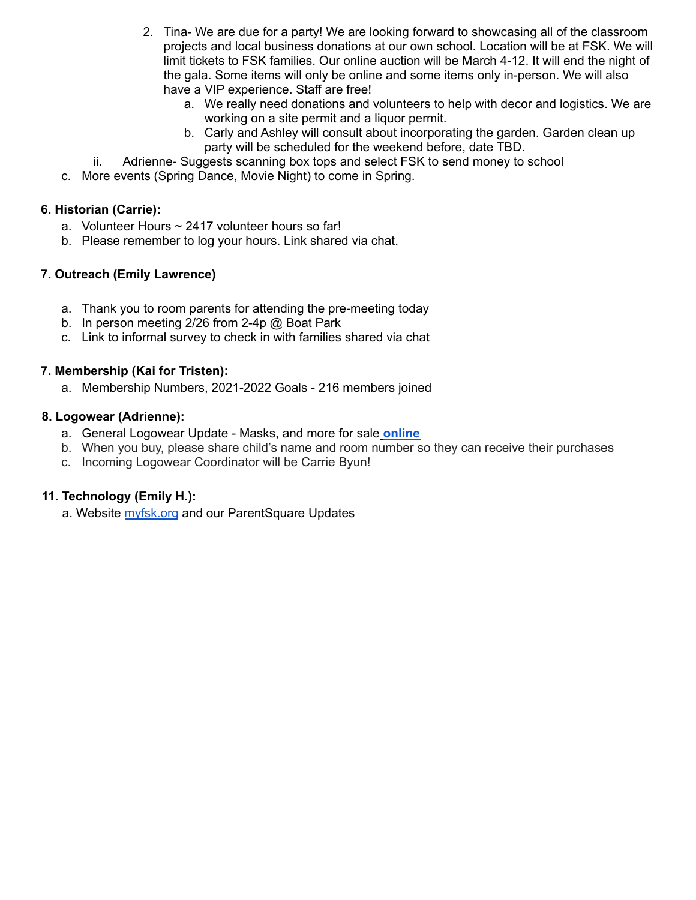2. Tina- We are due for a party! We are looking forward to showcasing all of the classroom projects and local business donations at our own school. Location will be at FSK. We will limit tickets to FSK families. Our online auction will be March 4-12. It will end the night of the gala. Some items will only be online and some items only in-person. We will also have a VIP experience. Staff are free!
    a. We really need donations and volunteers to help with decor and logistics. We are working on a site permit and a liquor permit.
    b. Carly and Ashley will consult about incorporating the garden. Garden clean up party will be scheduled for the weekend before, date TBD.

ii. Adrienne- Suggests scanning box tops and select FSK to send money to school

c. More events (Spring Dance, Movie Night) to come in Spring.

**6. Historian (Carrie):**

a. Volunteer Hours ~ 2417 volunteer hours so far!
b. Please remember to log your hours. Link shared via chat.

**7. Outreach (Emily Lawrence)**

a. Thank you to room parents for attending the pre-meeting today
b. In person meeting 2/26 from 2-4p @ Boat Park
c. Link to informal survey to check in with families shared via chat

**7. Membership (Kai for Tristen):**

a. Membership Numbers, 2021-2022 Goals - 216 members joined

**8. Logowear (Adrienne):**

a. General Logowear Update - Masks, and more for sale **online**
b. When you buy, please share child's name and room number so they can receive their purchases
c. Incoming Logowear Coordinator will be Carrie Byun!

**11. Technology (Emily H.):**

a. Website myfsk.org and our ParentSquare Updates